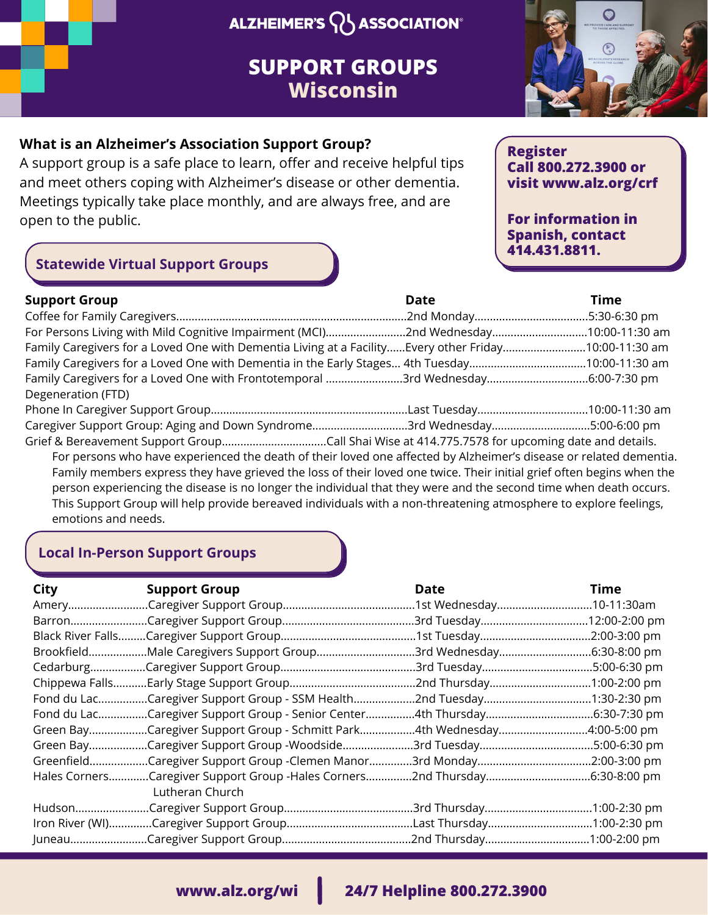ALZHEIMER'S ASSOCIATION

# SUPPORT GROUPS
# Wisconsin

## What is an Alzheimer's Association Support Group?

A support group is a safe place to learn, offer and receive helpful tips and meet others coping with Alzheimer's disease or other dementia. Meetings typically take place monthly, and are always free, and are open to the public.

**Register**
**Call 800.272.3900 or visit www.alz.org/crf**

**For information in Spanish, contact 414.431.8811.**

## Statewide Virtual Support Groups

| Support Group | Date | Time |
|---|---|---|
| Coffee for Family Caregivers | 2nd Monday | 5:30-6:30 pm |
| For Persons Living with Mild Cognitive Impairment (MCI) | 2nd Wednesday | 10:00-11:30 am |
| Family Caregivers for a Loved One with Dementia Living at a Facility | Every other Friday | 10:00-11:30 am |
| Family Caregivers for a Loved One with Dementia in the Early Stages | 4th Tuesday | 10:00-11:30 am |
| Family Caregivers for a Loved One with Frontotemporal Degeneration (FTD) | 3rd Wednesday | 6:00-7:30 pm |
| Phone In Caregiver Support Group | Last Tuesday | 10:00-11:30 am |
| Caregiver Support Group: Aging and Down Syndrome | 3rd Wednesday | 5:00-6:00 pm |
| Grief & Bereavement Support Group | Call Shai Wise at 414.775.7578 for upcoming date and details. | |

For persons who have experienced the death of their loved one affected by Alzheimer's disease or related dementia. Family members express they have grieved the loss of their loved one twice. Their initial grief often begins when the person experiencing the disease is no longer the individual that they were and the second time when death occurs. This Support Group will help provide bereaved individuals with a non-threatening atmosphere to explore feelings, emotions and needs.

## Local In-Person Support Groups

| City | Support Group | Date | Time |
|---|---|---|---|
| Amery | Caregiver Support Group | 1st Wednesday | 10-11:30am |
| Barron | Caregiver Support Group | 3rd Tuesday | 12:00-2:00 pm |
| Black River Falls | Caregiver Support Group | 1st Tuesday | 2:00-3:00 pm |
| Brookfield | Male Caregivers Support Group | 3rd Wednesday | 6:30-8:00 pm |
| Cedarburg | Caregiver Support Group | 3rd Tuesday | 5:00-6:30 pm |
| Chippewa Falls | Early Stage Support Group | 2nd Thursday | 1:00-2:00 pm |
| Fond du Lac | Caregiver Support Group - SSM Health | 2nd Tuesday | 1:30-2:30 pm |
| Fond du Lac | Caregiver Support Group - Senior Center | 4th Thursday | 6:30-7:30 pm |
| Green Bay | Caregiver Support Group - Schmitt Park | 4th Wednesday | 4:00-5:00 pm |
| Green Bay | Caregiver Support Group -Woodside | 3rd Tuesday | 5:00-6:30 pm |
| Greenfield | Caregiver Support Group -Clemen Manor | 3rd Monday | 2:00-3:00 pm |
| Hales Corners | Caregiver Support Group -Hales Corners Lutheran Church | 2nd Thursday | 6:30-8:00 pm |
| Hudson | Caregiver Support Group | 3rd Thursday | 1:00-2:30 pm |
| Iron River (WI) | Caregiver Support Group | Last Thursday | 1:00-2:30 pm |
| Juneau | Caregiver Support Group | 2nd Thursday | 1:00-2:00 pm |

**www.alz.org/wi** | **24/7 Helpline 800.272.3900**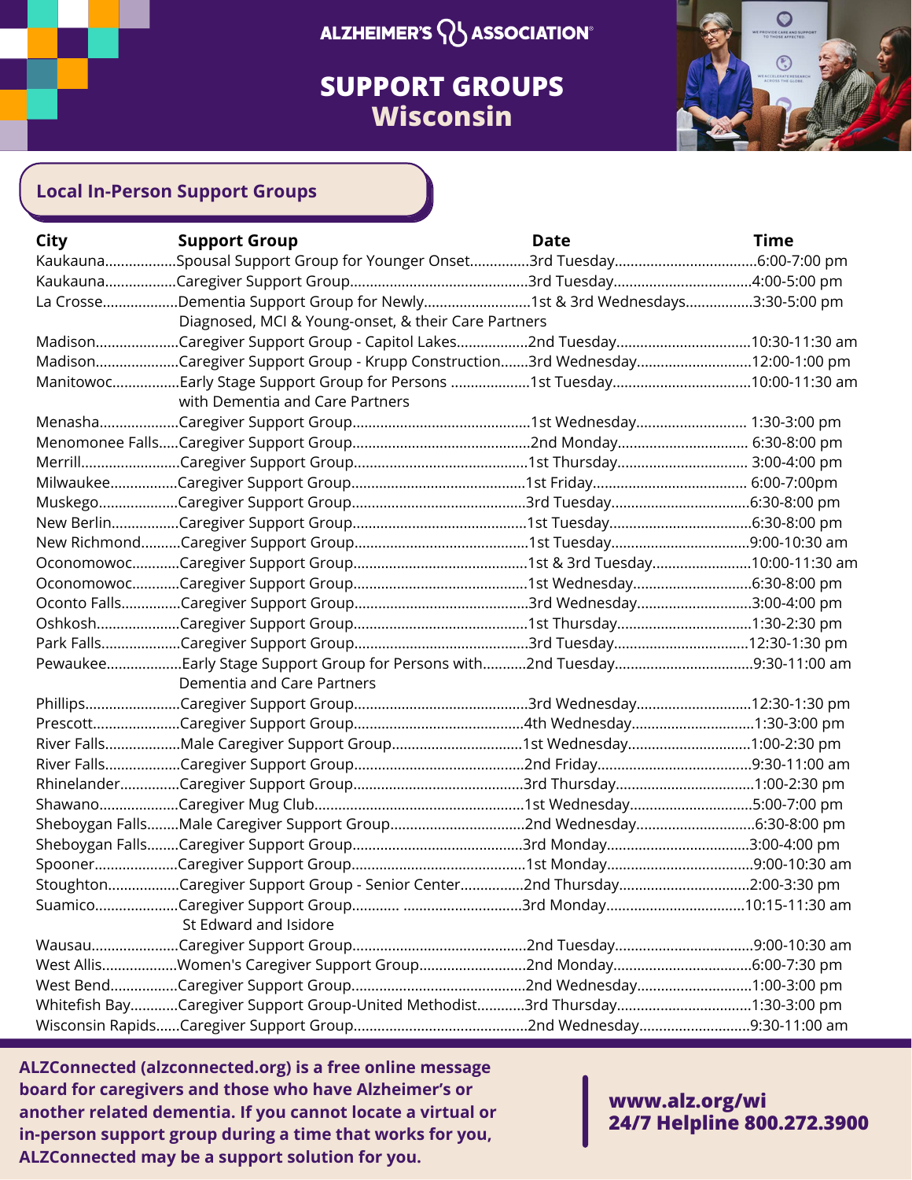ALZHEIMER'S ASSOCIATION®

# SUPPORT GROUPS
# Wisconsin

## Local In-Person Support Groups

| City | Support Group | Date | Time |
|---|---|---|---|
| Kaukauna | Spousal Support Group for Younger Onset | 3rd Tuesday | 6:00-7:00 pm |
| Kaukauna | Caregiver Support Group | 3rd Tuesday | 4:00-5:00 pm |
| La Crosse | Dementia Support Group for Newly Diagnosed, MCI & Young-onset, & their Care Partners | 1st & 3rd Wednesdays | 3:30-5:00 pm |
| Madison | Caregiver Support Group - Capitol Lakes | 2nd Tuesday | 10:30-11:30 am |
| Madison | Caregiver Support Group - Krupp Construction | 3rd Wednesday | 12:00-1:00 pm |
| Manitowoc | Early Stage Support Group for Persons with Dementia and Care Partners | 1st Tuesday | 10:00-11:30 am |
| Menasha | Caregiver Support Group | 1st Wednesday | 1:30-3:00 pm |
| Menomonee Falls | Caregiver Support Group | 2nd Monday | 6:30-8:00 pm |
| Merrill | Caregiver Support Group | 1st Thursday | 3:00-4:00 pm |
| Milwaukee | Caregiver Support Group | 1st Friday | 6:00-7:00pm |
| Muskego | Caregiver Support Group | 3rd Tuesday | 6:30-8:00 pm |
| New Berlin | Caregiver Support Group | 1st Tuesday | 6:30-8:00 pm |
| New Richmond | Caregiver Support Group | 1st Tuesday | 9:00-10:30 am |
| Oconomowoc | Caregiver Support Group | 1st & 3rd Tuesday | 10:00-11:30 am |
| Oconomowoc | Caregiver Support Group | 1st Wednesday | 6:30-8:00 pm |
| Oconto Falls | Caregiver Support Group | 3rd Wednesday | 3:00-4:00 pm |
| Oshkosh | Caregiver Support Group | 1st Thursday | 1:30-2:30 pm |
| Park Falls | Caregiver Support Group | 3rd Tuesday | 12:30-1:30 pm |
| Pewaukee | Early Stage Support Group for Persons with Dementia and Care Partners | 2nd Tuesday | 9:30-11:00 am |
| Phillips | Caregiver Support Group | 3rd Wednesday | 12:30-1:30 pm |
| Prescott | Caregiver Support Group | 4th Wednesday | 1:30-3:00 pm |
| River Falls | Male Caregiver Support Group | 1st Wednesday | 1:00-2:30 pm |
| River Falls | Caregiver Support Group | 2nd Friday | 9:30-11:00 am |
| Rhinelander | Caregiver Support Group | 3rd Thursday | 1:00-2:30 pm |
| Shawano | Caregiver Mug Club | 1st Wednesday | 5:00-7:00 pm |
| Sheboygan Falls | Male Caregiver Support Group | 2nd Wednesday | 6:30-8:00 pm |
| Sheboygan Falls | Caregiver Support Group | 3rd Monday | 3:00-4:00 pm |
| Spooner | Caregiver Support Group | 1st Monday | 9:00-10:30 am |
| Stoughton | Caregiver Support Group - Senior Center | 2nd Thursday | 2:00-3:30 pm |
| Suamico | Caregiver Support Group St Edward and Isidore | 3rd Monday | 10:15-11:30 am |
| Wausau | Caregiver Support Group | 2nd Tuesday | 9:00-10:30 am |
| West Allis | Women's Caregiver Support Group | 2nd Monday | 6:00-7:30 pm |
| West Bend | Caregiver Support Group | 2nd Wednesday | 1:00-3:00 pm |
| Whitefish Bay | Caregiver Support Group-United Methodist | 3rd Thursday | 1:30-3:00 pm |
| Wisconsin Rapids | Caregiver Support Group | 2nd Wednesday | 9:30-11:00 am |

**ALZConnected (alzconnected.org) is a free online message board for caregivers and those who have Alzheimer's or another related dementia. If you cannot locate a virtual or in-person support group during a time that works for you, ALZConnected may be a support solution for you.**

**www.alz.org/wi**
**24/7 Helpline 800.272.3900**